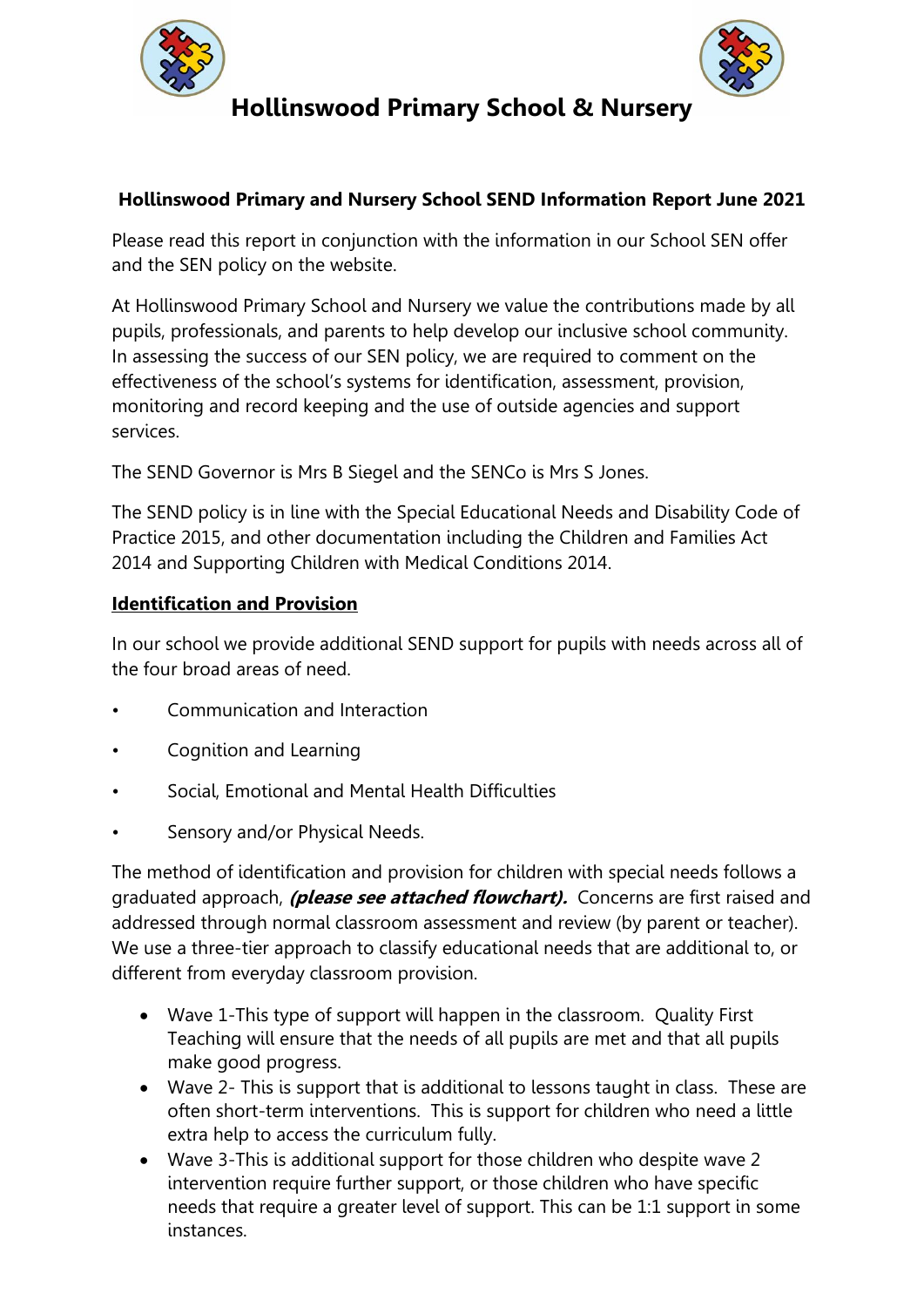# Hollinswood Primary School & Nursery

## Hollinswood Primary and Nursery School SEND Information Report June 2021

Please read this report in conjunction with the information in our School SEN offer and the SEN policy on the website.

At Hollinswood Primary School and Nursery we value the contributions made by all pupils, professionals, and parents to help develop our inclusive school community. In assessing the success of our SEN policy, we are required to comment on the effectiveness of the school's systems for identification, assessment, provision, monitoring and record keeping and the use of outside agencies and support services.

The SEND Governor is Mrs B Siegel and the SENCo is Mrs S Jones.

The SEND policy is in line with the Special Educational Needs and Disability Code of Practice 2015, and other documentation including the Children and Families Act 2014 and Supporting Children with Medical Conditions 2014.

### Identification and Provision

In our school we provide additional SEND support for pupils with needs across all of the four broad areas of need.

- Communication and Interaction
- Cognition and Learning
- Social, Emotional and Mental Health Difficulties
- Sensory and/or Physical Needs.

The method of identification and provision for children with special needs follows a graduated approach, ***(please see attached flowchart).*** Concerns are first raised and addressed through normal classroom assessment and review (by parent or teacher). We use a three-tier approach to classify educational needs that are additional to, or different from everyday classroom provision.

- Wave 1-This type of support will happen in the classroom. Quality First Teaching will ensure that the needs of all pupils are met and that all pupils make good progress.
- Wave 2- This is support that is additional to lessons taught in class. These are often short-term interventions. This is support for children who need a little extra help to access the curriculum fully.
- Wave 3-This is additional support for those children who despite wave 2 intervention require further support, or those children who have specific needs that require a greater level of support. This can be 1:1 support in some instances.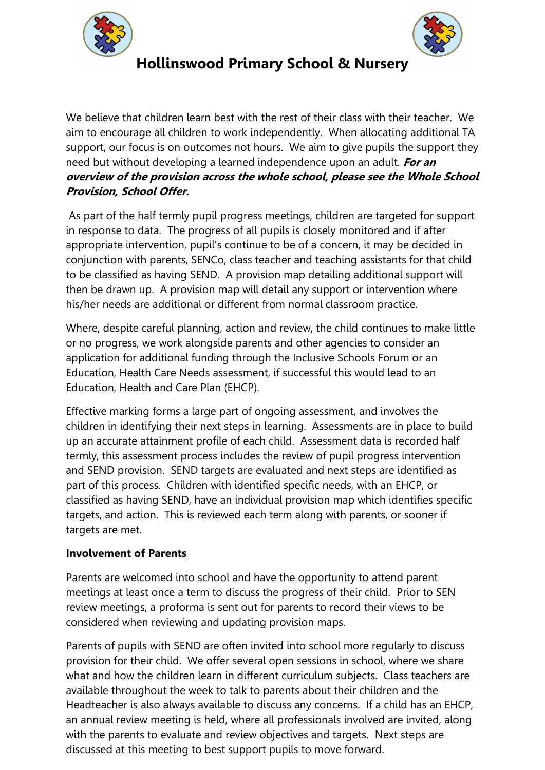# Hollinswood Primary School & Nursery

We believe that children learn best with the rest of their class with their teacher. We aim to encourage all children to work independently. When allocating additional TA support, our focus is on outcomes not hours. We aim to give pupils the support they need but without developing a learned independence upon an adult. ***For an overview of the provision across the whole school, please see the Whole School Provision, School Offer.***

As part of the half termly pupil progress meetings, children are targeted for support in response to data. The progress of all pupils is closely monitored and if after appropriate intervention, pupil's continue to be of a concern, it may be decided in conjunction with parents, SENCo, class teacher and teaching assistants for that child to be classified as having SEND. A provision map detailing additional support will then be drawn up. A provision map will detail any support or intervention where his/her needs are additional or different from normal classroom practice.

Where, despite careful planning, action and review, the child continues to make little or no progress, we work alongside parents and other agencies to consider an application for additional funding through the Inclusive Schools Forum or an Education, Health Care Needs assessment, if successful this would lead to an Education, Health and Care Plan (EHCP).

Effective marking forms a large part of ongoing assessment, and involves the children in identifying their next steps in learning. Assessments are in place to build up an accurate attainment profile of each child. Assessment data is recorded half termly, this assessment process includes the review of pupil progress intervention and SEND provision. SEND targets are evaluated and next steps are identified as part of this process. Children with identified specific needs, with an EHCP, or classified as having SEND, have an individual provision map which identifies specific targets, and action. This is reviewed each term along with parents, or sooner if targets are met.

**Involvement of Parents**

Parents are welcomed into school and have the opportunity to attend parent meetings at least once a term to discuss the progress of their child. Prior to SEN review meetings, a proforma is sent out for parents to record their views to be considered when reviewing and updating provision maps.

Parents of pupils with SEND are often invited into school more regularly to discuss provision for their child. We offer several open sessions in school, where we share what and how the children learn in different curriculum subjects. Class teachers are available throughout the week to talk to parents about their children and the Headteacher is also always available to discuss any concerns. If a child has an EHCP, an annual review meeting is held, where all professionals involved are invited, along with the parents to evaluate and review objectives and targets. Next steps are discussed at this meeting to best support pupils to move forward.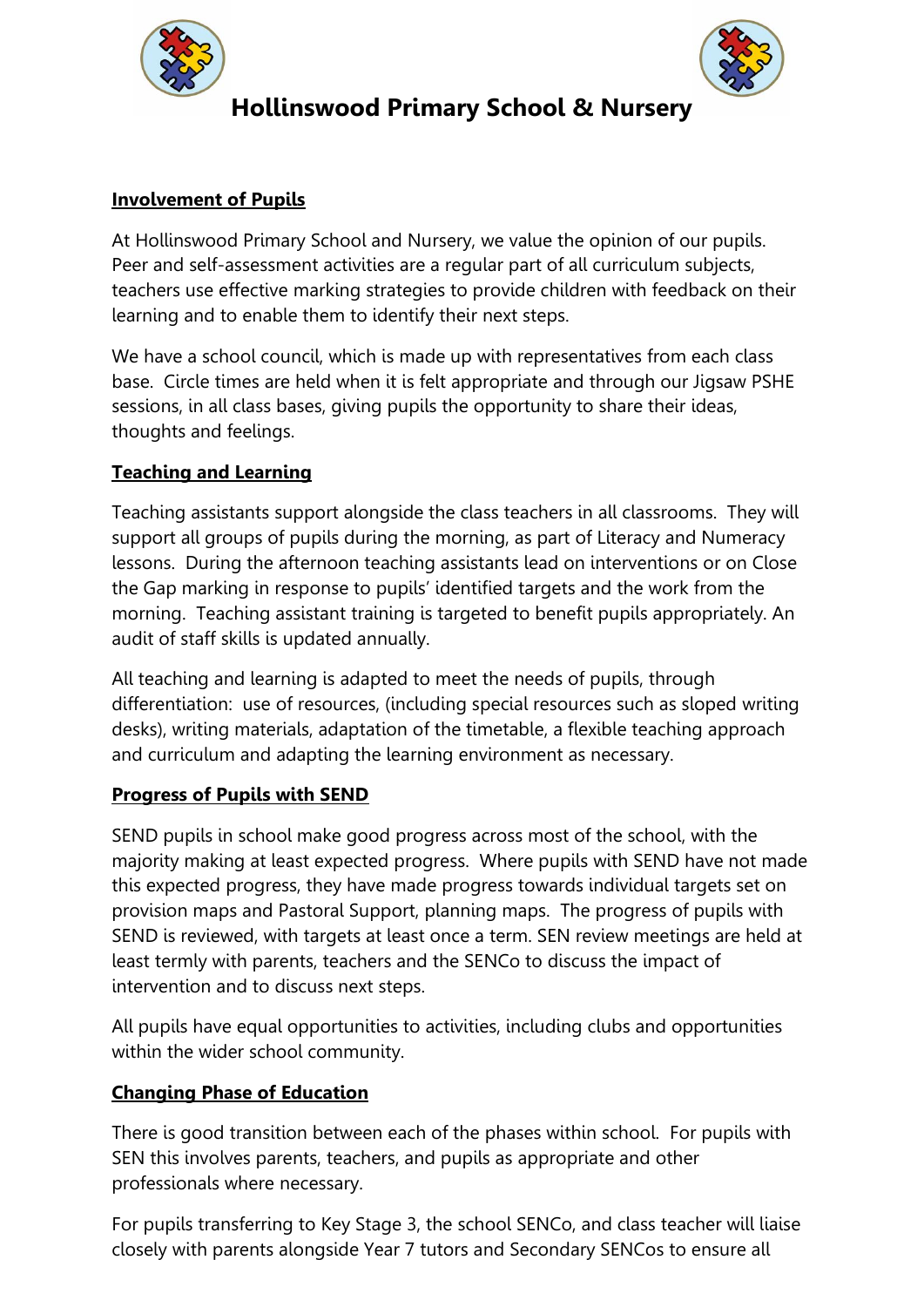## Involvement of Pupils

At Hollinswood Primary School and Nursery, we value the opinion of our pupils. Peer and self-assessment activities are a regular part of all curriculum subjects, teachers use effective marking strategies to provide children with feedback on their learning and to enable them to identify their next steps.

We have a school council, which is made up with representatives from each class base. Circle times are held when it is felt appropriate and through our Jigsaw PSHE sessions, in all class bases, giving pupils the opportunity to share their ideas, thoughts and feelings.

## Teaching and Learning

Teaching assistants support alongside the class teachers in all classrooms. They will support all groups of pupils during the morning, as part of Literacy and Numeracy lessons. During the afternoon teaching assistants lead on interventions or on Close the Gap marking in response to pupils' identified targets and the work from the morning. Teaching assistant training is targeted to benefit pupils appropriately. An audit of staff skills is updated annually.

All teaching and learning is adapted to meet the needs of pupils, through differentiation: use of resources, (including special resources such as sloped writing desks), writing materials, adaptation of the timetable, a flexible teaching approach and curriculum and adapting the learning environment as necessary.

## Progress of Pupils with SEND

SEND pupils in school make good progress across most of the school, with the majority making at least expected progress. Where pupils with SEND have not made this expected progress, they have made progress towards individual targets set on provision maps and Pastoral Support, planning maps. The progress of pupils with SEND is reviewed, with targets at least once a term. SEN review meetings are held at least termly with parents, teachers and the SENCo to discuss the impact of intervention and to discuss next steps.

All pupils have equal opportunities to activities, including clubs and opportunities within the wider school community.

## Changing Phase of Education

There is good transition between each of the phases within school. For pupils with SEN this involves parents, teachers, and pupils as appropriate and other professionals where necessary.

For pupils transferring to Key Stage 3, the school SENCo, and class teacher will liaise closely with parents alongside Year 7 tutors and Secondary SENCos to ensure all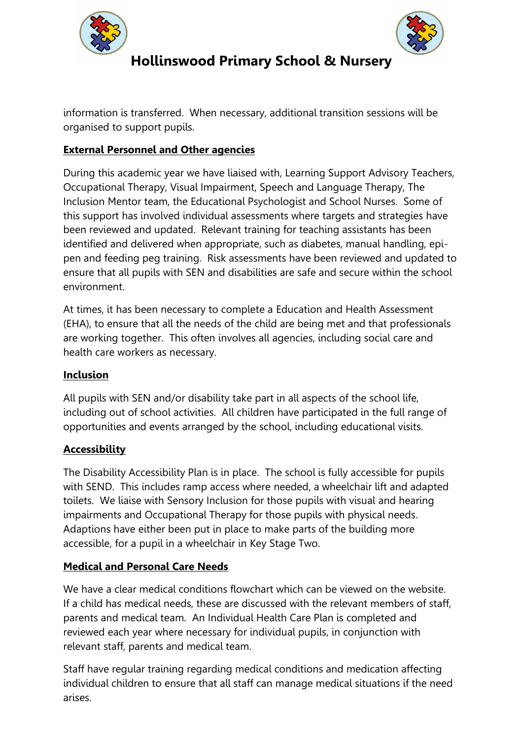information is transferred. When necessary, additional transition sessions will be organised to support pupils.

**External Personnel and Other agencies**

During this academic year we have liaised with, Learning Support Advisory Teachers, Occupational Therapy, Visual Impairment, Speech and Language Therapy, The Inclusion Mentor team, the Educational Psychologist and School Nurses. Some of this support has involved individual assessments where targets and strategies have been reviewed and updated. Relevant training for teaching assistants has been identified and delivered when appropriate, such as diabetes, manual handling, epi-pen and feeding peg training. Risk assessments have been reviewed and updated to ensure that all pupils with SEN and disabilities are safe and secure within the school environment.

At times, it has been necessary to complete a Education and Health Assessment (EHA), to ensure that all the needs of the child are being met and that professionals are working together. This often involves all agencies, including social care and health care workers as necessary.

**Inclusion**

All pupils with SEN and/or disability take part in all aspects of the school life, including out of school activities. All children have participated in the full range of opportunities and events arranged by the school, including educational visits.

**Accessibility**

The Disability Accessibility Plan is in place. The school is fully accessible for pupils with SEND. This includes ramp access where needed, a wheelchair lift and adapted toilets. We liaise with Sensory Inclusion for those pupils with visual and hearing impairments and Occupational Therapy for those pupils with physical needs. Adaptions have either been put in place to make parts of the building more accessible, for a pupil in a wheelchair in Key Stage Two.

**Medical and Personal Care Needs**

We have a clear medical conditions flowchart which can be viewed on the website. If a child has medical needs, these are discussed with the relevant members of staff, parents and medical team. An Individual Health Care Plan is completed and reviewed each year where necessary for individual pupils, in conjunction with relevant staff, parents and medical team.

Staff have regular training regarding medical conditions and medication affecting individual children to ensure that all staff can manage medical situations if the need arises.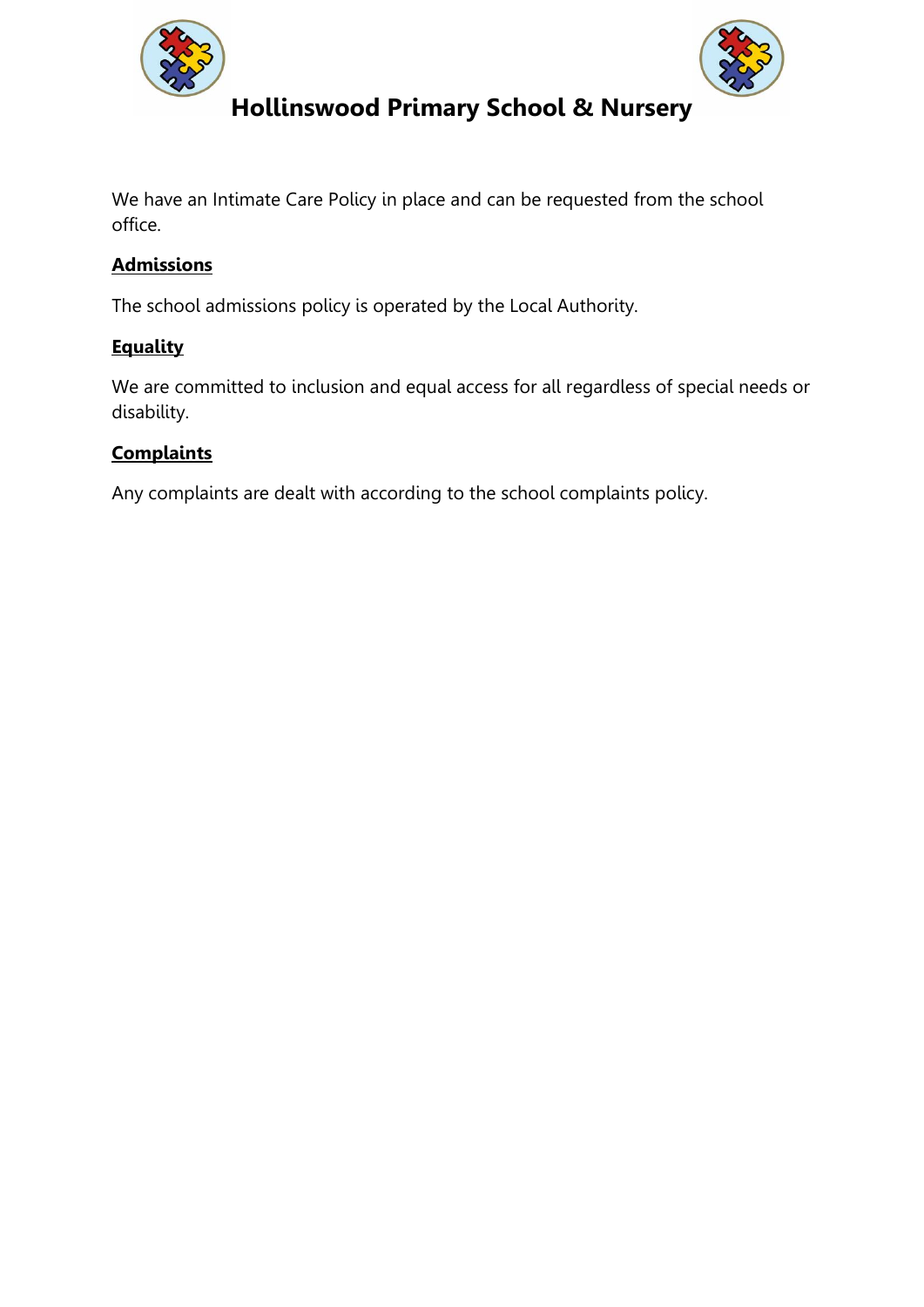We have an Intimate Care Policy in place and can be requested from the school office.

**Admissions**

The school admissions policy is operated by the Local Authority.

**Equality**

We are committed to inclusion and equal access for all regardless of special needs or disability.

**Complaints**

Any complaints are dealt with according to the school complaints policy.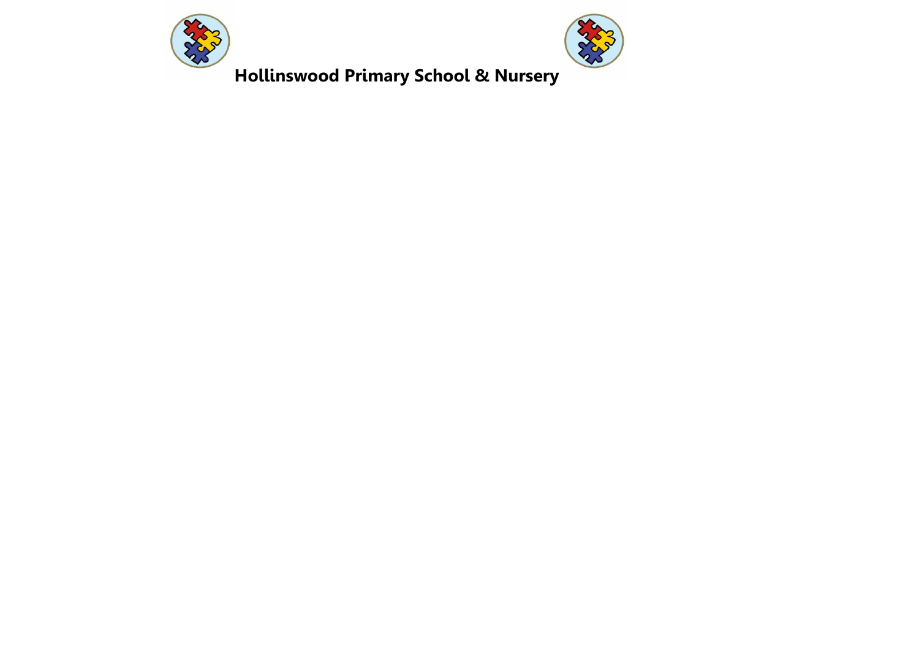**Hollinswood Primary School & Nursery**